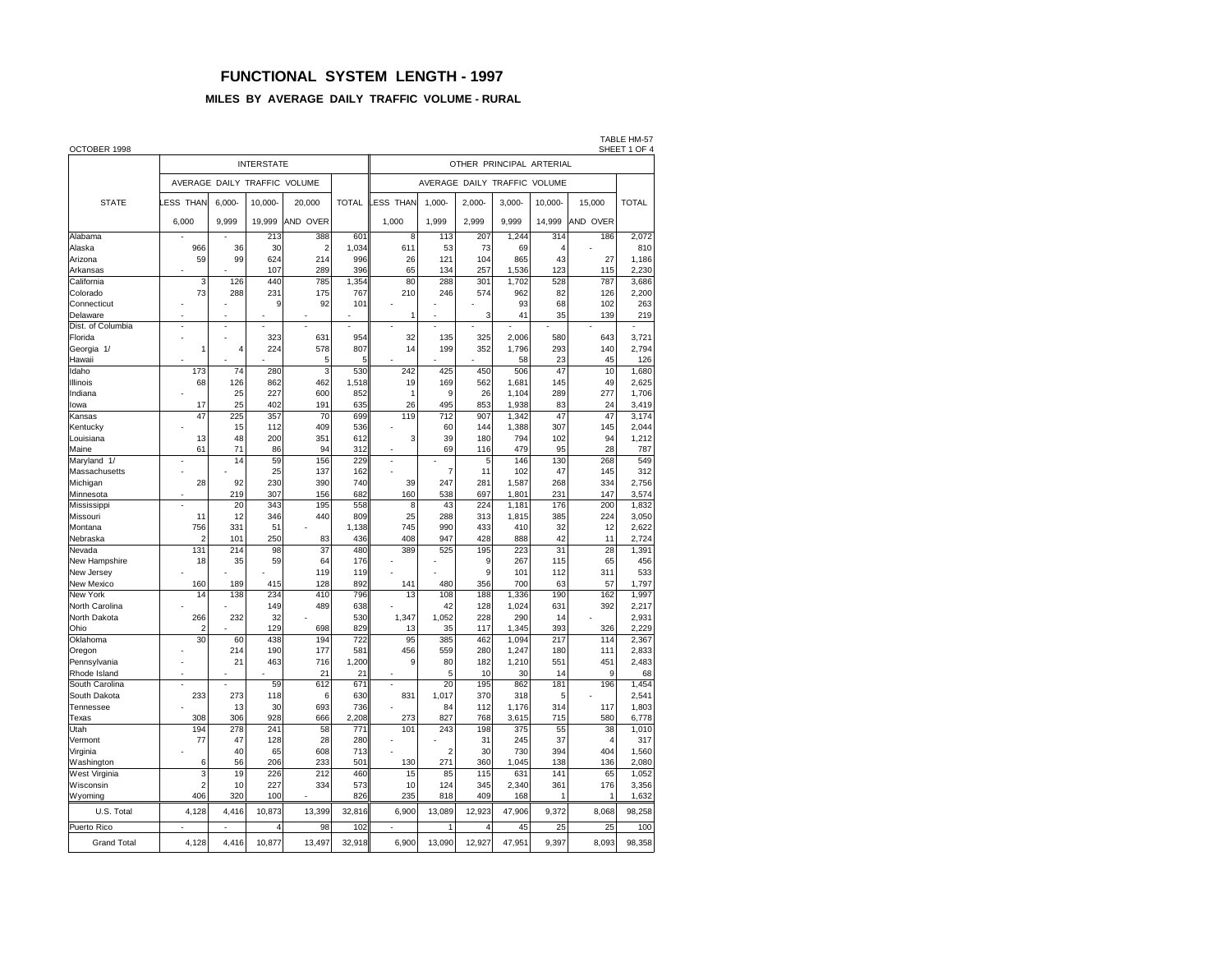# FUNCTIONAL SYSTEM LENGTH - 1997

## MILES BY AVERAGE DAILY TRAFFIC VOLUME - RURAL

OCTOBER 1998

TABLE HM-57
SHEET 1 OF 4

| STATE | INTERSTATE | | | | | OTHER PRINCIPAL ARTERIAL | | | | | | |
|---|---|---|---|---|---|---|---|---|---|---|---|---|
| | AVERAGE DAILY TRAFFIC VOLUME | | | | | AVERAGE DAILY TRAFFIC VOLUME | | | | | | |
| | LESS THAN 6,000 | 6,000-9,999 | 10,000-19,999 | 20,000 AND OVER | TOTAL | LESS THAN 1,000 | 1,000-1,999 | 2,000-2,999 | 3,000-9,999 | 10,000-14,999 | 15,000 AND OVER | TOTAL |
| Alabama | - | - | 213 | 388 | 601 | 8 | 113 | 207 | 1,244 | 314 | 186 | 2,072 |
| Alaska | 966 | 36 | 30 | 2 | 1,034 | 611 | 53 | 73 | 69 | 4 | - | 810 |
| Arizona | 59 | 99 | 624 | 214 | 996 | 26 | 121 | 104 | 865 | 43 | 27 | 1,186 |
| Arkansas | - | - | 107 | 289 | 396 | 65 | 134 | 257 | 1,536 | 123 | 115 | 2,230 |
| California | 3 | 126 | 440 | 785 | 1,354 | 80 | 288 | 301 | 1,702 | 528 | 787 | 3,686 |
| Colorado | 73 | 288 | 231 | 175 | 767 | 210 | 246 | 574 | 962 | 82 | 126 | 2,200 |
| Connecticut | - | - | 9 | 92 | 101 | - | - | - | 93 | 68 | 102 | 263 |
| Delaware | - | - | - | - | - | 1 | - | 3 | 41 | 35 | 139 | 219 |
| Dist. of Columbia | - | - | - | - | - | - | - | - | - | - | - | - |
| Florida | - | - | 323 | 631 | 954 | 32 | 135 | 325 | 2,006 | 580 | 643 | 3,721 |
| Georgia 1/ | 1 | 4 | 224 | 578 | 807 | 14 | 199 | 352 | 1,796 | 293 | 140 | 2,794 |
| Hawaii | - | - | - | 5 | 5 | - | - | - | 58 | 23 | 45 | 126 |
| Idaho | 173 | 74 | 280 | 3 | 530 | 242 | 425 | 450 | 506 | 47 | 10 | 1,680 |
| Illinois | 68 | 126 | 862 | 462 | 1,518 | 19 | 169 | 562 | 1,681 | 145 | 49 | 2,625 |
| Indiana | - | 25 | 227 | 600 | 852 | 1 | 9 | 26 | 1,104 | 289 | 277 | 1,706 |
| Iowa | 17 | 25 | 402 | 191 | 635 | 26 | 495 | 853 | 1,938 | 83 | 24 | 3,419 |
| Kansas | 47 | 225 | 357 | 70 | 699 | 119 | 712 | 907 | 1,342 | 47 | 47 | 3,174 |
| Kentucky | - | 15 | 112 | 409 | 536 | - | 60 | 144 | 1,388 | 307 | 145 | 2,044 |
| Louisiana | 13 | 48 | 200 | 351 | 612 | 3 | 39 | 180 | 794 | 102 | 94 | 1,212 |
| Maine | 61 | 71 | 86 | 94 | 312 | - | 69 | 116 | 479 | 95 | 28 | 787 |
| Maryland 1/ | - | 14 | 59 | 156 | 229 | - | - | 5 | 146 | 130 | 268 | 549 |
| Massachusetts | - | - | 25 | 137 | 162 | - | 7 | 11 | 102 | 47 | 145 | 312 |
| Michigan | 28 | 92 | 230 | 390 | 740 | 39 | 247 | 281 | 1,587 | 268 | 334 | 2,756 |
| Minnesota | - | 219 | 307 | 156 | 682 | 160 | 538 | 697 | 1,801 | 231 | 147 | 3,574 |
| Mississippi | - | 20 | 343 | 195 | 558 | 8 | 43 | 224 | 1,181 | 176 | 200 | 1,832 |
| Missouri | 11 | 12 | 346 | 440 | 809 | 25 | 288 | 313 | 1,815 | 385 | 224 | 3,050 |
| Montana | 756 | 331 | 51 | - | 1,138 | 745 | 990 | 433 | 410 | 32 | 12 | 2,622 |
| Nebraska | 2 | 101 | 250 | 83 | 436 | 408 | 947 | 428 | 888 | 42 | 11 | 2,724 |
| Nevada | 131 | 214 | 98 | 37 | 480 | 389 | 525 | 195 | 223 | 31 | 28 | 1,391 |
| New Hampshire | 18 | 35 | 59 | 64 | 176 | - | - | 9 | 267 | 115 | 65 | 456 |
| New Jersey | - | - | - | 119 | 119 | - | - | 9 | 101 | 112 | 311 | 533 |
| New Mexico | 160 | 189 | 415 | 128 | 892 | 141 | 480 | 356 | 700 | 63 | 57 | 1,797 |
| New York | 14 | 138 | 234 | 410 | 796 | 13 | 108 | 188 | 1,336 | 190 | 162 | 1,997 |
| North Carolina | - | - | 149 | 489 | 638 | - | 42 | 128 | 1,024 | 631 | 392 | 2,217 |
| North Dakota | 266 | 232 | 32 | - | 530 | 1,347 | 1,052 | 228 | 290 | 14 | - | 2,931 |
| Ohio | 2 | - | 129 | 698 | 829 | 13 | 35 | 117 | 1,345 | 393 | 326 | 2,229 |
| Oklahoma | 30 | 60 | 438 | 194 | 722 | 95 | 385 | 462 | 1,094 | 217 | 114 | 2,367 |
| Oregon | - | 214 | 190 | 177 | 581 | 456 | 559 | 280 | 1,247 | 180 | 111 | 2,833 |
| Pennsylvania | - | 21 | 463 | 716 | 1,200 | 9 | 80 | 182 | 1,210 | 551 | 451 | 2,483 |
| Rhode Island | - | - | - | 21 | 21 | - | 5 | 10 | 30 | 14 | 9 | 68 |
| South Carolina | - | - | 59 | 612 | 671 | - | 20 | 195 | 862 | 181 | 196 | 1,454 |
| South Dakota | 233 | 273 | 118 | 6 | 630 | 831 | 1,017 | 370 | 318 | 5 | - | 2,541 |
| Tennessee | - | 13 | 30 | 693 | 736 | - | 84 | 112 | 1,176 | 314 | 117 | 1,803 |
| Texas | 308 | 306 | 928 | 666 | 2,208 | 273 | 827 | 768 | 3,615 | 715 | 580 | 6,778 |
| Utah | 194 | 278 | 241 | 58 | 771 | 101 | 243 | 198 | 375 | 55 | 38 | 1,010 |
| Vermont | 77 | 47 | 128 | 28 | 280 | - | - | 31 | 245 | 37 | 4 | 317 |
| Virginia | - | 40 | 65 | 608 | 713 | - | 2 | 30 | 730 | 394 | 404 | 1,560 |
| Washington | 6 | 56 | 206 | 233 | 501 | 130 | 271 | 360 | 1,045 | 138 | 136 | 2,080 |
| West Virginia | 3 | 19 | 226 | 212 | 460 | 15 | 85 | 115 | 631 | 141 | 65 | 1,052 |
| Wisconsin | 2 | 10 | 227 | 334 | 573 | 10 | 124 | 345 | 2,340 | 361 | 176 | 3,356 |
| Wyoming | 406 | 320 | 100 | - | 826 | 235 | 818 | 409 | 168 | 1 | 1 | 1,632 |
| U.S. Total | 4,128 | 4,416 | 10,873 | 13,399 | 32,816 | 6,900 | 13,089 | 12,923 | 47,906 | 9,372 | 8,068 | 98,258 |
| Puerto Rico | - | - | 4 | 98 | 102 | - | 1 | 4 | 45 | 25 | 25 | 100 |
| Grand Total | 4,128 | 4,416 | 10,877 | 13,497 | 32,918 | 6,900 | 13,090 | 12,927 | 47,951 | 9,397 | 8,093 | 98,358 |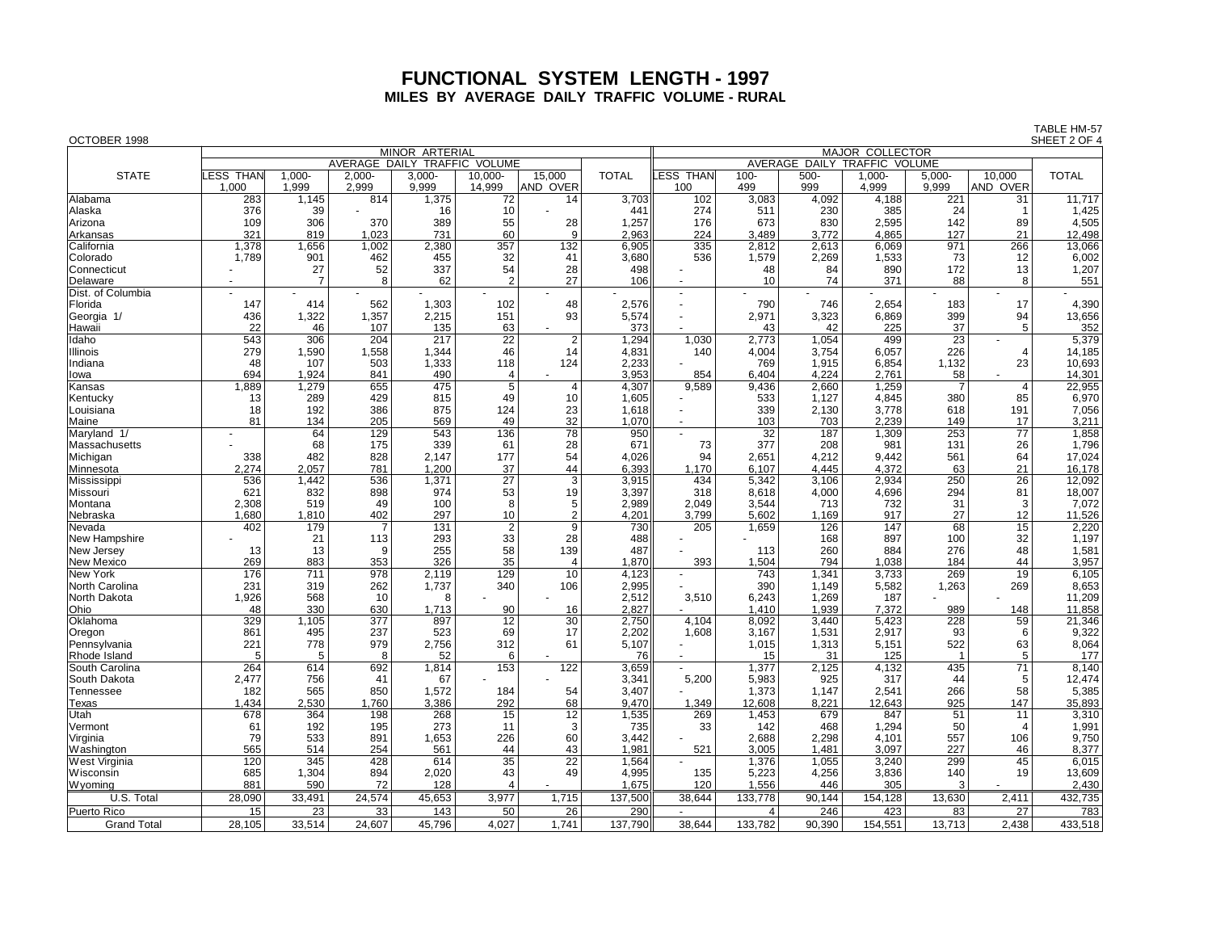# FUNCTIONAL SYSTEM LENGTH - 1997

## MILES BY AVERAGE DAILY TRAFFIC VOLUME - RURAL

OCTOBER 1998

TABLE HM-57
SHEET 2 OF 4

| STATE | MINOR ARTERIAL | | | | | | | MAJOR COLLECTOR | | | | | | |
|---|---|---|---|---|---|---|---|---|---|---|---|---|---|---|
| | AVERAGE DAILY TRAFFIC VOLUME | | | | | | TOTAL | AVERAGE DAILY TRAFFIC VOLUME | | | | | | TOTAL |
| | LESS THAN 1,000 | 1,000-1,999 | 2,000-2,999 | 3,000-9,999 | 10,000-14,999 | 15,000 AND OVER | | LESS THAN 100 | 100-499 | 500-999 | 1,000-4,999 | 5,000-9,999 | 10,000 AND OVER | |
| Alabama | 283 | 1,145 | 814 | 1,375 | 72 | 14 | 3,703 | 102 | 3,083 | 4,092 | 4,188 | 221 | 31 | 11,717 |
| Alaska | 376 | 39 | - | 16 | 10 | - | 441 | 274 | 511 | 230 | 385 | 24 | 1 | 1,425 |
| Arizona | 109 | 306 | 370 | 389 | 55 | 28 | 1,257 | 176 | 673 | 830 | 2,595 | 142 | 89 | 4,505 |
| Arkansas | 321 | 819 | 1,023 | 731 | 60 | 9 | 2,963 | 224 | 3,489 | 3,772 | 4,865 | 127 | 21 | 12,498 |
| California | 1,378 | 1,656 | 1,002 | 2,380 | 357 | 132 | 6,905 | 335 | 2,812 | 2,613 | 6,069 | 971 | 266 | 13,066 |
| Colorado | 1,789 | 901 | 462 | 455 | 32 | 41 | 3,680 | 536 | 1,579 | 2,269 | 1,533 | 73 | 12 | 6,002 |
| Connecticut | - | 27 | 52 | 337 | 54 | 28 | 498 | - | 48 | 84 | 890 | 172 | 13 | 1,207 |
| Delaware | - | 7 | 8 | 62 | 2 | 27 | 106 | - | 10 | 74 | 371 | 88 | 8 | 551 |
| Dist. of Columbia | - | - | - | - | - | - | - | - | - | - | - | - | - | - |
| Florida | 147 | 414 | 562 | 1,303 | 102 | 48 | 2,576 | - | 790 | 746 | 2,654 | 183 | 17 | 4,390 |
| Georgia 1/ | 436 | 1,322 | 1,357 | 2,215 | 151 | 93 | 5,574 | - | 2,971 | 3,323 | 6,869 | 399 | 94 | 13,656 |
| Hawaii | 22 | 46 | 107 | 135 | 63 | - | 373 | - | 43 | 42 | 225 | 37 | 5 | 352 |
| Idaho | 543 | 306 | 204 | 217 | 22 | 2 | 1,294 | 1,030 | 2,773 | 1,054 | 499 | 23 | - | 5,379 |
| Illinois | 279 | 1,590 | 1,558 | 1,344 | 46 | 14 | 4,831 | 140 | 4,004 | 3,754 | 6,057 | 226 | 4 | 14,185 |
| Indiana | 48 | 107 | 503 | 1,333 | 118 | 124 | 2,233 | - | 769 | 1,915 | 6,854 | 1,132 | 23 | 10,693 |
| Iowa | 694 | 1,924 | 841 | 490 | 4 | - | 3,953 | 854 | 6,404 | 4,224 | 2,761 | 58 | - | 14,301 |
| Kansas | 1,889 | 1,279 | 655 | 475 | 5 | 4 | 4,307 | 9,589 | 9,436 | 2,660 | 1,259 | 7 | 4 | 22,955 |
| Kentucky | 13 | 289 | 429 | 815 | 49 | 10 | 1,605 | - | 533 | 1,127 | 4,845 | 380 | 85 | 6,970 |
| Louisiana | 18 | 192 | 386 | 875 | 124 | 23 | 1,618 | - | 339 | 2,130 | 3,778 | 618 | 191 | 7,056 |
| Maine | 81 | 134 | 205 | 569 | 49 | 32 | 1,070 | - | 103 | 703 | 2,239 | 149 | 17 | 3,211 |
| Maryland 1/ | - | 64 | 129 | 543 | 136 | 78 | 950 | - | 32 | 187 | 1,309 | 253 | 77 | 1,858 |
| Massachusetts | - | 68 | 175 | 339 | 61 | 28 | 671 | 73 | 377 | 208 | 981 | 131 | 26 | 1,796 |
| Michigan | 338 | 482 | 828 | 2,147 | 177 | 54 | 4,026 | 94 | 2,651 | 4,212 | 9,442 | 561 | 64 | 17,024 |
| Minnesota | 2,274 | 2,057 | 781 | 1,200 | 37 | 44 | 6,393 | 1,170 | 6,107 | 4,445 | 4,372 | 63 | 21 | 16,178 |
| Mississippi | 536 | 1,442 | 536 | 1,371 | 27 | 3 | 3,915 | 434 | 5,342 | 3,106 | 2,934 | 250 | 26 | 12,092 |
| Missouri | 621 | 832 | 898 | 974 | 53 | 19 | 3,397 | 318 | 8,618 | 4,000 | 4,696 | 294 | 81 | 18,007 |
| Montana | 2,308 | 519 | 49 | 100 | 8 | 5 | 2,989 | 2,049 | 3,544 | 713 | 732 | 31 | 3 | 7,072 |
| Nebraska | 1,680 | 1,810 | 402 | 297 | 10 | 2 | 4,201 | 3,799 | 5,602 | 1,169 | 917 | 27 | 12 | 11,526 |
| Nevada | 402 | 179 | 7 | 131 | 2 | 9 | 730 | 205 | 1,659 | 126 | 147 | 68 | 15 | 2,220 |
| New Hampshire | - | 21 | 113 | 293 | 33 | 28 | 488 | - | - | 168 | 897 | 100 | 32 | 1,197 |
| New Jersey | 13 | 13 | 9 | 255 | 58 | 139 | 487 | - | 113 | 260 | 884 | 276 | 48 | 1,581 |
| New Mexico | 269 | 883 | 353 | 326 | 35 | 4 | 1,870 | 393 | 1,504 | 794 | 1,038 | 184 | 44 | 3,957 |
| New York | 176 | 711 | 978 | 2,119 | 129 | 10 | 4,123 | - | 743 | 1,341 | 3,733 | 269 | 19 | 6,105 |
| North Carolina | 231 | 319 | 262 | 1,737 | 340 | 106 | 2,995 | - | 390 | 1,149 | 5,582 | 1,263 | 269 | 8,653 |
| North Dakota | 1,926 | 568 | 10 | 8 | - | - | 2,512 | 3,510 | 6,243 | 1,269 | 187 | - | - | 11,209 |
| Ohio | 48 | 330 | 630 | 1,713 | 90 | 16 | 2,827 | - | 1,410 | 1,939 | 7,372 | 989 | 148 | 11,858 |
| Oklahoma | 329 | 1,105 | 377 | 897 | 12 | 30 | 2,750 | 4,104 | 8,092 | 3,440 | 5,423 | 228 | 59 | 21,346 |
| Oregon | 861 | 495 | 237 | 523 | 69 | 17 | 2,202 | 1,608 | 3,167 | 1,531 | 2,917 | 93 | 6 | 9,322 |
| Pennsylvania | 221 | 778 | 979 | 2,756 | 312 | 61 | 5,107 | - | 1,015 | 1,313 | 5,151 | 522 | 63 | 8,064 |
| Rhode Island | 5 | 5 | 8 | 52 | 6 | - | 76 | - | 15 | 31 | 125 | 1 | 5 | 177 |
| South Carolina | 264 | 614 | 692 | 1,814 | 153 | 122 | 3,659 | - | 1,377 | 2,125 | 4,132 | 435 | 71 | 8,140 |
| South Dakota | 2,477 | 756 | 41 | 67 | - | - | 3,341 | 5,200 | 5,983 | 925 | 317 | 44 | 5 | 12,474 |
| Tennessee | 182 | 565 | 850 | 1,572 | 184 | 54 | 3,407 | - | 1,373 | 1,147 | 2,541 | 266 | 58 | 5,385 |
| Texas | 1,434 | 2,530 | 1,760 | 3,386 | 292 | 68 | 9,470 | 1,349 | 12,608 | 8,221 | 12,643 | 925 | 147 | 35,893 |
| Utah | 678 | 364 | 198 | 268 | 15 | 12 | 1,535 | 269 | 1,453 | 679 | 847 | 51 | 11 | 3,310 |
| Vermont | 61 | 192 | 195 | 273 | 11 | 3 | 735 | 33 | 142 | 468 | 1,294 | 50 | 4 | 1,991 |
| Virginia | 79 | 533 | 891 | 1,653 | 226 | 60 | 3,442 | - | 2,688 | 2,298 | 4,101 | 557 | 106 | 9,750 |
| Washington | 565 | 514 | 254 | 561 | 44 | 43 | 1,981 | 521 | 3,005 | 1,481 | 3,097 | 227 | 46 | 8,377 |
| West Virginia | 120 | 345 | 428 | 614 | 35 | 22 | 1,564 | - | 1,376 | 1,055 | 3,240 | 299 | 45 | 6,015 |
| Wisconsin | 685 | 1,304 | 894 | 2,020 | 43 | 49 | 4,995 | 135 | 5,223 | 4,256 | 3,836 | 140 | 19 | 13,609 |
| Wyoming | 881 | 590 | 72 | 128 | 4 | - | 1,675 | 120 | 1,556 | 446 | 305 | 3 | - | 2,430 |
| U.S. Total | 28,090 | 33,491 | 24,574 | 45,653 | 3,977 | 1,715 | 137,500 | 38,644 | 133,778 | 90,144 | 154,128 | 13,630 | 2,411 | 432,735 |
| Puerto Rico | 15 | 23 | 33 | 143 | 50 | 26 | 290 | - | 4 | 246 | 423 | 83 | 27 | 783 |
| Grand Total | 28,105 | 33,514 | 24,607 | 45,796 | 4,027 | 1,741 | 137,790 | 38,644 | 133,782 | 90,390 | 154,551 | 13,713 | 2,438 | 433,518 |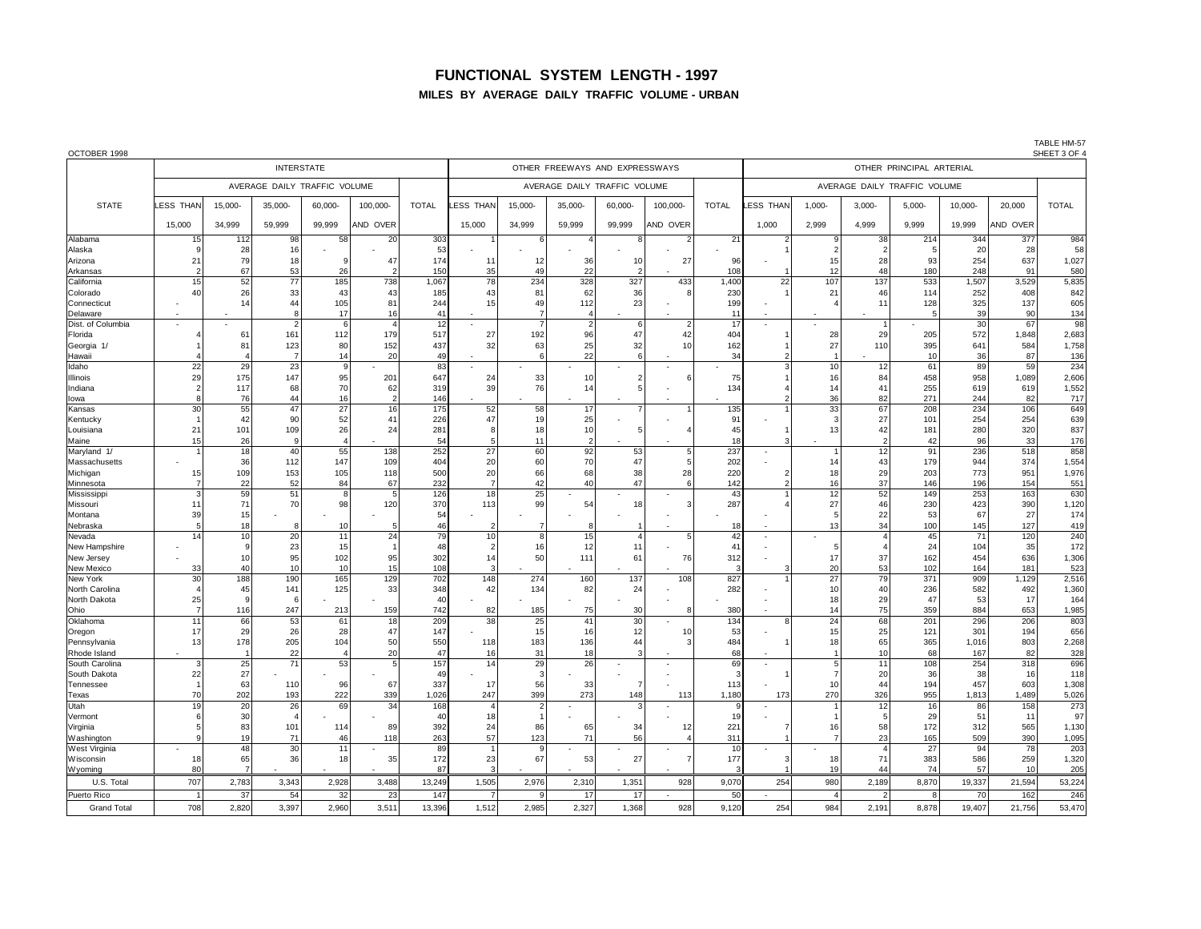# FUNCTIONAL SYSTEM LENGTH - 1997

## MILES BY AVERAGE DAILY TRAFFIC VOLUME - URBAN

OCTOBER 1998

TABLE HM-57
SHEET 3 OF 4

| STATE | INTERSTATE | | | | | | OTHER FREEWAYS AND EXPRESSWAYS | | | | | | OTHER PRINCIPAL ARTERIAL | | | | | | |
|---|---|---|---|---|---|---|---|---|---|---|---|---|---|---|---|---|---|---|---|
| | AVERAGE DAILY TRAFFIC VOLUME | | | | | | AVERAGE DAILY TRAFFIC VOLUME | | | | | | AVERAGE DAILY TRAFFIC VOLUME | | | | | | |
| | LESS THAN 15,000 | 15,000-34,999 | 35,000-59,999 | 60,000-99,999 | 100,000-AND OVER | TOTAL | LESS THAN 15,000 | 15,000-34,999 | 35,000-59,999 | 60,000-99,999 | 100,000-AND OVER | TOTAL | LESS THAN 1,000 | 1,000-2,999 | 3,000-4,999 | 5,000-9,999 | 10,000-19,999 | 20,000 AND OVER | TOTAL |
| Alabama | 15 | 112 | 98 | 58 | 20 | 303 | 1 | 6 | 4 | 8 | 2 | 21 | 2 | 9 | 38 | 214 | 344 | 377 | 984 |
| Alaska | 9 | 28 | 16 | - | - | 53 | - | - | - | - | - | - | 1 | 2 | 2 | 5 | 20 | 28 | 58 |
| Arizona | 21 | 79 | 18 | 9 | 47 | 174 | 11 | 12 | 36 | 10 | 27 | 96 | - | 15 | 28 | 93 | 254 | 637 | 1,027 |
| Arkansas | 2 | 67 | 53 | 26 | 2 | 150 | 35 | 49 | 22 | 2 | - | 108 | 1 | 12 | 48 | 180 | 248 | 91 | 580 |
| California | 15 | 52 | 77 | 185 | 738 | 1,067 | 78 | 234 | 328 | 327 | 433 | 1,400 | 22 | 107 | 137 | 533 | 1,507 | 3,529 | 5,835 |
| Colorado | 40 | 26 | 33 | 43 | 43 | 185 | 43 | 81 | 62 | 36 | 8 | 230 | 1 | 21 | 46 | 114 | 252 | 408 | 842 |
| Connecticut | - | 14 | 44 | 105 | 81 | 244 | 15 | 49 | 112 | 23 | - | 199 | - | 4 | 11 | 128 | 325 | 137 | 605 |
| Delaware | - | - | 8 | 17 | 16 | 41 | - | 7 | 4 | - | - | 11 | - | - | - | 5 | 39 | 90 | 134 |
| Dist. of Columbia | - | - | 2 | 6 | 4 | 12 | - | 7 | 2 | 6 | 2 | 17 | - | - | 1 | - | 30 | 67 | 98 |
| Florida | 4 | 61 | 161 | 112 | 179 | 517 | 27 | 192 | 96 | 47 | 42 | 404 | 1 | 28 | 29 | 205 | 572 | 1,848 | 2,683 |
| Georgia 1/ | 1 | 81 | 123 | 80 | 152 | 437 | 32 | 63 | 25 | 32 | 10 | 162 | 1 | 27 | 110 | 395 | 641 | 584 | 1,758 |
| Hawaii | 4 | 4 | 7 | 14 | 20 | 49 | - | 6 | 22 | 6 | - | 34 | 2 | 1 | - | 10 | 36 | 87 | 136 |
| Idaho | 22 | 29 | 23 | 9 | - | 83 | - | - | - | - | - | - | 3 | 10 | 12 | 61 | 89 | 59 | 234 |
| Illinois | 29 | 175 | 147 | 95 | 201 | 647 | 24 | 33 | 10 | 2 | 6 | 75 | 1 | 16 | 84 | 458 | 958 | 1,089 | 2,606 |
| Indiana | 2 | 117 | 68 | 70 | 62 | 319 | 39 | 76 | 14 | 5 | - | 134 | 4 | 14 | 41 | 255 | 619 | 619 | 1,552 |
| Iowa | 8 | 76 | 44 | 16 | 2 | 146 | - | - | - | - | - | - | 2 | 36 | 82 | 271 | 244 | 82 | 717 |
| Kansas | 30 | 55 | 47 | 27 | 16 | 175 | 52 | 58 | 17 | 7 | 1 | 135 | 1 | 33 | 67 | 208 | 234 | 106 | 649 |
| Kentucky | 1 | 42 | 90 | 52 | 41 | 226 | 47 | 19 | 25 | - | - | 91 | - | 3 | 27 | 101 | 254 | 254 | 639 |
| Louisiana | 21 | 101 | 109 | 26 | 24 | 281 | 8 | 18 | 10 | 5 | 4 | 45 | 1 | 13 | 42 | 181 | 280 | 320 | 837 |
| Maine | 15 | 26 | 9 | 4 | - | 54 | 5 | 11 | 2 | - | - | 18 | 3 | - | 2 | 42 | 96 | 33 | 176 |
| Maryland 1/ | 1 | 18 | 40 | 55 | 138 | 252 | 27 | 60 | 92 | 53 | 5 | 237 | - | 1 | 12 | 91 | 236 | 518 | 858 |
| Massachusetts | - | 36 | 112 | 147 | 109 | 404 | 20 | 60 | 70 | 47 | 5 | 202 | - | 14 | 43 | 179 | 944 | 374 | 1,554 |
| Michigan | 15 | 109 | 153 | 105 | 118 | 500 | 20 | 66 | 68 | 38 | 28 | 220 | 2 | 18 | 29 | 203 | 773 | 951 | 1,976 |
| Minnesota | 7 | 22 | 52 | 84 | 67 | 232 | 7 | 42 | 40 | 47 | 6 | 142 | 2 | 16 | 37 | 146 | 196 | 154 | 551 |
| Mississippi | 3 | 59 | 51 | 8 | 5 | 126 | 18 | 25 | - | - | - | 43 | 1 | 12 | 52 | 149 | 253 | 163 | 630 |
| Missouri | 11 | 71 | 70 | 98 | 120 | 370 | 113 | 99 | 54 | 18 | 3 | 287 | 4 | 27 | 46 | 230 | 423 | 390 | 1,120 |
| Montana | 39 | 15 | - | - | - | 54 | - | - | - | - | - | - | - | 5 | 22 | 53 | 67 | 27 | 174 |
| Nebraska | 5 | 18 | 8 | 10 | 5 | 46 | 2 | 7 | 8 | 1 | - | 18 | - | 13 | 34 | 100 | 145 | 127 | 419 |
| Nevada | 14 | 10 | 20 | 11 | 24 | 79 | 10 | 8 | 15 | 4 | 5 | 42 | - | - | 4 | 45 | 71 | 120 | 240 |
| New Hampshire | - | 9 | 23 | 15 | 1 | 48 | 2 | 16 | 12 | 11 | - | 41 | - | 5 | 4 | 24 | 104 | 35 | 172 |
| New Jersey | - | 10 | 95 | 102 | 95 | 302 | 14 | 50 | 111 | 61 | 76 | 312 | - | 17 | 37 | 162 | 454 | 636 | 1,306 |
| New Mexico | 33 | 40 | 10 | 10 | 15 | 108 | 3 | - | - | - | - | 3 | 3 | 20 | 53 | 102 | 164 | 181 | 523 |
| New York | 30 | 188 | 190 | 165 | 129 | 702 | 148 | 274 | 160 | 137 | 108 | 827 | 1 | 27 | 79 | 371 | 909 | 1,129 | 2,516 |
| North Carolina | 4 | 45 | 141 | 125 | 33 | 348 | 42 | 134 | 82 | 24 | - | 282 | - | 10 | 40 | 236 | 582 | 492 | 1,360 |
| North Dakota | 25 | 9 | 6 | - | - | 40 | - | - | - | - | - | - | - | 18 | 29 | 47 | 53 | 17 | 164 |
| Ohio | 7 | 116 | 247 | 213 | 159 | 742 | 82 | 185 | 75 | 30 | 8 | 380 | - | 14 | 75 | 359 | 884 | 653 | 1,985 |
| Oklahoma | 11 | 66 | 53 | 61 | 18 | 209 | 38 | 25 | 41 | 30 | - | 134 | 8 | 24 | 68 | 201 | 296 | 206 | 803 |
| Oregon | 17 | 29 | 26 | 28 | 47 | 147 | - | 15 | 16 | 12 | 10 | 53 | - | 15 | 25 | 121 | 301 | 194 | 656 |
| Pennsylvania | 13 | 178 | 205 | 104 | 50 | 550 | 118 | 183 | 136 | 44 | 3 | 484 | 1 | 18 | 65 | 365 | 1,016 | 803 | 2,268 |
| Rhode Island | - | 1 | 22 | 4 | 20 | 47 | 16 | 31 | 18 | 3 | - | 68 | - | 1 | 10 | 68 | 167 | 82 | 328 |
| South Carolina | 3 | 25 | 71 | 53 | 5 | 157 | 14 | 29 | 26 | - | - | 69 | - | 5 | 11 | 108 | 254 | 318 | 696 |
| South Dakota | 22 | 27 | - | - | - | 49 | - | 3 | - | - | - | 3 | 1 | 7 | 20 | 36 | 38 | 16 | 118 |
| Tennessee | 1 | 63 | 110 | 96 | 67 | 337 | 17 | 56 | 33 | 7 | - | 113 | - | 10 | 44 | 194 | 457 | 603 | 1,308 |
| Texas | 70 | 202 | 193 | 222 | 339 | 1,026 | 247 | 399 | 273 | 148 | 113 | 1,180 | 173 | 270 | 326 | 955 | 1,813 | 1,489 | 5,026 |
| Utah | 19 | 20 | 26 | 69 | 34 | 168 | 4 | 2 | - | 3 | - | 9 | - | 1 | 12 | 16 | 86 | 158 | 273 |
| Vermont | 6 | 30 | 4 | - | - | 40 | 18 | 1 | - | - | - | 19 | - | 1 | 5 | 29 | 51 | 11 | 97 |
| Virginia | 5 | 83 | 101 | 114 | 89 | 392 | 24 | 86 | 65 | 34 | 12 | 221 | 7 | 16 | 58 | 172 | 312 | 565 | 1,130 |
| Washington | 9 | 19 | 71 | 46 | 118 | 263 | 57 | 123 | 71 | 56 | 4 | 311 | 1 | 7 | 23 | 165 | 509 | 390 | 1,095 |
| West Virginia | - | 48 | 30 | 11 | - | 89 | 1 | 9 | - | - | - | 10 | - | - | 4 | 27 | 94 | 78 | 203 |
| Wisconsin | 18 | 65 | 36 | 18 | 35 | 172 | 23 | 67 | 53 | 27 | 7 | 177 | 3 | 18 | 71 | 383 | 586 | 259 | 1,320 |
| Wyoming | 80 | 7 | - | - | - | 87 | 3 | - | - | - | - | 3 | 1 | 19 | 44 | 74 | 57 | 10 | 205 |
| U.S. Total | 707 | 2,783 | 3,343 | 2,928 | 3,488 | 13,249 | 1,505 | 2,976 | 2,310 | 1,351 | 928 | 9,070 | 254 | 980 | 2,189 | 8,870 | 19,337 | 21,594 | 53,224 |
| Puerto Rico | 1 | 37 | 54 | 32 | 23 | 147 | 7 | 9 | 17 | 17 | - | 50 | - | 4 | 2 | 8 | 70 | 162 | 246 |
| Grand Total | 708 | 2,820 | 3,397 | 2,960 | 3,511 | 13,396 | 1,512 | 2,985 | 2,327 | 1,368 | 928 | 9,120 | 254 | 984 | 2,191 | 8,878 | 19,407 | 21,756 | 53,470 |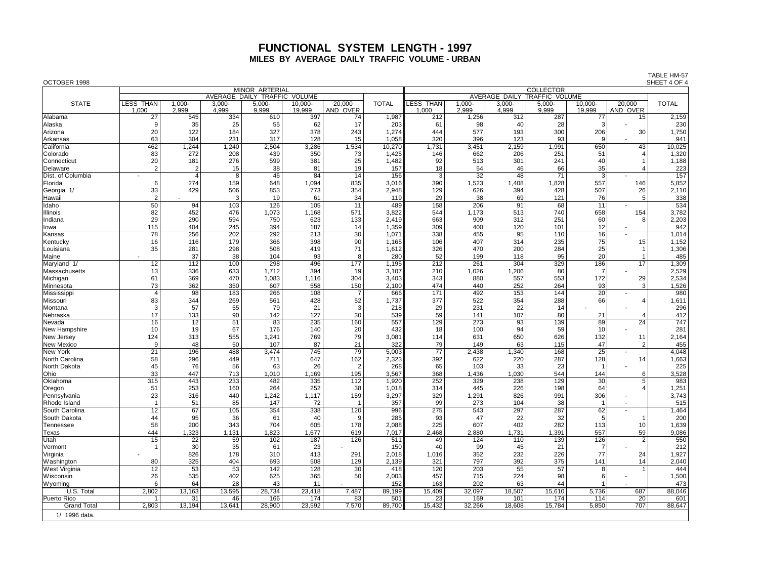# FUNCTIONAL SYSTEM LENGTH - 1997

## MILES BY AVERAGE DAILY TRAFFIC VOLUME - URBAN

OCTOBER 1998

TABLE HM-57
SHEET 4 OF 4

| STATE | MINOR ARTERIAL | | | | | | | COLLECTOR | | | | | | |
|---|---|---|---|---|---|---|---|---|---|---|---|---|---|---|
| | AVERAGE DAILY TRAFFIC VOLUME | | | | | | | AVERAGE DAILY TRAFFIC VOLUME | | | | | | |
| | LESS THAN 1,000 | 1,000-2,999 | 3,000-4,999 | 5,000-9,999 | 10,000-19,999 | 20,000 AND OVER | TOTAL | LESS THAN 1,000 | 1,000-2,999 | 3,000-4,999 | 5,000-9,999 | 10,000-19,999 | 20,000 AND OVER | TOTAL |
| Alabama | 27 | 545 | 334 | 610 | 397 | 74 | 1,987 | 212 | 1,256 | 312 | 287 | 77 | 15 | 2,159 |
| Alaska | 9 | 35 | 25 | 55 | 62 | 17 | 203 | 61 | 98 | 40 | 28 | 3 | - | 230 |
| Arizona | 20 | 122 | 184 | 327 | 378 | 243 | 1,274 | 444 | 577 | 193 | 300 | 206 | 30 | 1,750 |
| Arkansas | 63 | 304 | 231 | 317 | 128 | 15 | 1,058 | 320 | 396 | 123 | 93 | 9 | - | 941 |
| California | 462 | 1,244 | 1,240 | 2,504 | 3,286 | 1,534 | 10,270 | 1,731 | 3,451 | 2,159 | 1,991 | 650 | 43 | 10,025 |
| Colorado | 83 | 272 | 208 | 439 | 350 | 73 | 1,425 | 146 | 662 | 206 | 251 | 51 | 4 | 1,320 |
| Connecticut | 20 | 181 | 276 | 599 | 381 | 25 | 1,482 | 92 | 513 | 301 | 241 | 40 | 1 | 1,188 |
| Delaware | 2 | 2 | 15 | 38 | 81 | 19 | 157 | 18 | 54 | 46 | 66 | 35 | 4 | 223 |
| Dist. of Columbia | - | 4 | 8 | 46 | 84 | 14 | 156 | 3 | 32 | 48 | 71 | 3 | - | 157 |
| Florida | 6 | 274 | 159 | 648 | 1,094 | 835 | 3,016 | 390 | 1,523 | 1,408 | 1,828 | 557 | 146 | 5,852 |
| Georgia 1/ | 33 | 429 | 506 | 853 | 773 | 354 | 2,948 | 129 | 626 | 394 | 428 | 507 | 26 | 2,110 |
| Hawaii | 2 | - | 3 | 19 | 61 | 34 | 119 | 29 | 38 | 69 | 121 | 76 | 5 | 338 |
| Idaho | 50 | 94 | 103 | 126 | 105 | 11 | 489 | 158 | 206 | 91 | 68 | 11 | - | 534 |
| Illinois | 82 | 452 | 476 | 1,073 | 1,168 | 571 | 3,822 | 544 | 1,173 | 513 | 740 | 658 | 154 | 3,782 |
| Indiana | 29 | 290 | 594 | 750 | 623 | 133 | 2,419 | 663 | 909 | 312 | 251 | 60 | 8 | 2,203 |
| Iowa | 115 | 404 | 245 | 394 | 187 | 14 | 1,359 | 309 | 400 | 120 | 101 | 12 | - | 942 |
| Kansas | 78 | 256 | 202 | 292 | 213 | 30 | 1,071 | 338 | 455 | 95 | 110 | 16 | - | 1,014 |
| Kentucky | 16 | 116 | 179 | 366 | 398 | 90 | 1,165 | 106 | 407 | 314 | 235 | 75 | 15 | 1,152 |
| Louisiana | 35 | 281 | 298 | 508 | 419 | 71 | 1,612 | 326 | 470 | 200 | 284 | 25 | 1 | 1,306 |
| Maine | - | 37 | 38 | 104 | 93 | 8 | 280 | 52 | 199 | 118 | 95 | 20 | 1 | 485 |
| Maryland 1/ | 12 | 112 | 100 | 298 | 496 | 177 | 1,195 | 212 | 261 | 304 | 329 | 186 | 17 | 1,309 |
| Massachusetts | 13 | 336 | 633 | 1,712 | 394 | 19 | 3,107 | 210 | 1,026 | 1,206 | 80 | 7 | - | 2,529 |
| Michigan | 61 | 369 | 470 | 1,083 | 1,116 | 304 | 3,403 | 343 | 880 | 557 | 553 | 172 | 29 | 2,534 |
| Minnesota | 73 | 362 | 350 | 607 | 558 | 150 | 2,100 | 474 | 440 | 252 | 264 | 93 | 3 | 1,526 |
| Mississippi | 4 | 98 | 183 | 266 | 108 | 7 | 666 | 171 | 492 | 153 | 144 | 20 | - | 980 |
| Missouri | 83 | 344 | 269 | 561 | 428 | 52 | 1,737 | 377 | 522 | 354 | 288 | 66 | 4 | 1,611 |
| Montana | 3 | 57 | 55 | 79 | 21 | 3 | 218 | 29 | 231 | 22 | 14 | - | - | 296 |
| Nebraska | 17 | 133 | 90 | 142 | 127 | 30 | 539 | 59 | 141 | 107 | 80 | 21 | 4 | 412 |
| Nevada | 16 | 12 | 51 | 83 | 235 | 160 | 557 | 129 | 273 | 93 | 139 | 89 | 24 | 747 |
| New Hampshire | 10 | 19 | 67 | 176 | 140 | 20 | 432 | 18 | 100 | 94 | 59 | 10 | - | 281 |
| New Jersey | 124 | 313 | 555 | 1,241 | 769 | 79 | 3,081 | 114 | 631 | 650 | 626 | 132 | 11 | 2,164 |
| New Mexico | 9 | 48 | 50 | 107 | 87 | 21 | 322 | 79 | 149 | 63 | 115 | 47 | 2 | 455 |
| New York | 21 | 196 | 488 | 3,474 | 745 | 79 | 5,003 | 77 | 2,438 | 1,340 | 168 | 25 | - | 4,048 |
| North Carolina | 58 | 296 | 449 | 711 | 647 | 162 | 2,323 | 392 | 622 | 220 | 287 | 128 | 14 | 1,663 |
| North Dakota | 45 | 76 | 56 | 63 | 26 | 2 | 268 | 65 | 103 | 33 | 23 | 1 | - | 225 |
| Ohio | 33 | 447 | 713 | 1,010 | 1,169 | 195 | 3,567 | 368 | 1,436 | 1,030 | 544 | 144 | 6 | 3,528 |
| Oklahoma | 315 | 443 | 233 | 482 | 335 | 112 | 1,920 | 252 | 329 | 238 | 129 | 30 | 5 | 983 |
| Oregon | 51 | 253 | 160 | 264 | 252 | 38 | 1,018 | 314 | 445 | 226 | 198 | 64 | 4 | 1,251 |
| Pennsylvania | 23 | 316 | 440 | 1,242 | 1,117 | 159 | 3,297 | 329 | 1,291 | 826 | 991 | 306 | - | 3,743 |
| Rhode Island | 1 | 51 | 85 | 147 | 72 | 1 | 357 | 99 | 273 | 104 | 38 | 1 | - | 515 |
| South Carolina | 12 | 67 | 105 | 354 | 338 | 120 | 996 | 275 | 543 | 297 | 287 | 62 | - | 1,464 |
| South Dakota | 44 | 95 | 36 | 61 | 40 | 9 | 285 | 93 | 47 | 22 | 32 | 5 | 1 | 200 |
| Tennessee | 58 | 200 | 343 | 704 | 605 | 178 | 2,088 | 225 | 607 | 402 | 282 | 113 | 10 | 1,639 |
| Texas | 444 | 1,323 | 1,131 | 1,823 | 1,677 | 619 | 7,017 | 2,468 | 2,880 | 1,731 | 1,391 | 557 | 59 | 9,086 |
| Utah | 15 | 22 | 59 | 102 | 187 | 126 | 511 | 49 | 124 | 110 | 139 | 126 | 2 | 550 |
| Vermont | 1 | 30 | 35 | 61 | 23 | - | 150 | 40 | 99 | 45 | 21 | 7 | - | 212 |
| Virginia | - | 826 | 178 | 310 | 413 | 291 | 2,018 | 1,016 | 352 | 232 | 226 | 77 | 24 | 1,927 |
| Washington | 80 | 325 | 404 | 693 | 508 | 129 | 2,139 | 321 | 797 | 392 | 375 | 141 | 14 | 2,040 |
| West Virginia | 12 | 53 | 53 | 142 | 128 | 30 | 418 | 120 | 203 | 55 | 57 | 8 | 1 | 444 |
| Wisconsin | 26 | 535 | 402 | 625 | 365 | 50 | 2,003 | 457 | 715 | 224 | 98 | 6 | - | 1,500 |
| Wyoming | 6 | 64 | 28 | 43 | 11 | - | 152 | 163 | 202 | 63 | 44 | 1 | - | 473 |
| U.S. Total | 2,802 | 13,163 | 13,595 | 28,734 | 23,418 | 7,487 | 89,199 | 15,409 | 32,097 | 18,507 | 15,610 | 5,736 | 687 | 88,046 |
| Puerto Rico | 1 | 31 | 46 | 166 | 174 | 83 | 501 | 23 | 169 | 101 | 174 | 114 | 20 | 601 |
| Grand Total | 2,803 | 13,194 | 13,641 | 28,900 | 23,592 | 7,570 | 89,700 | 15,432 | 32,266 | 18,608 | 15,784 | 5,850 | 707 | 88,647 |

1/ 1996 data.